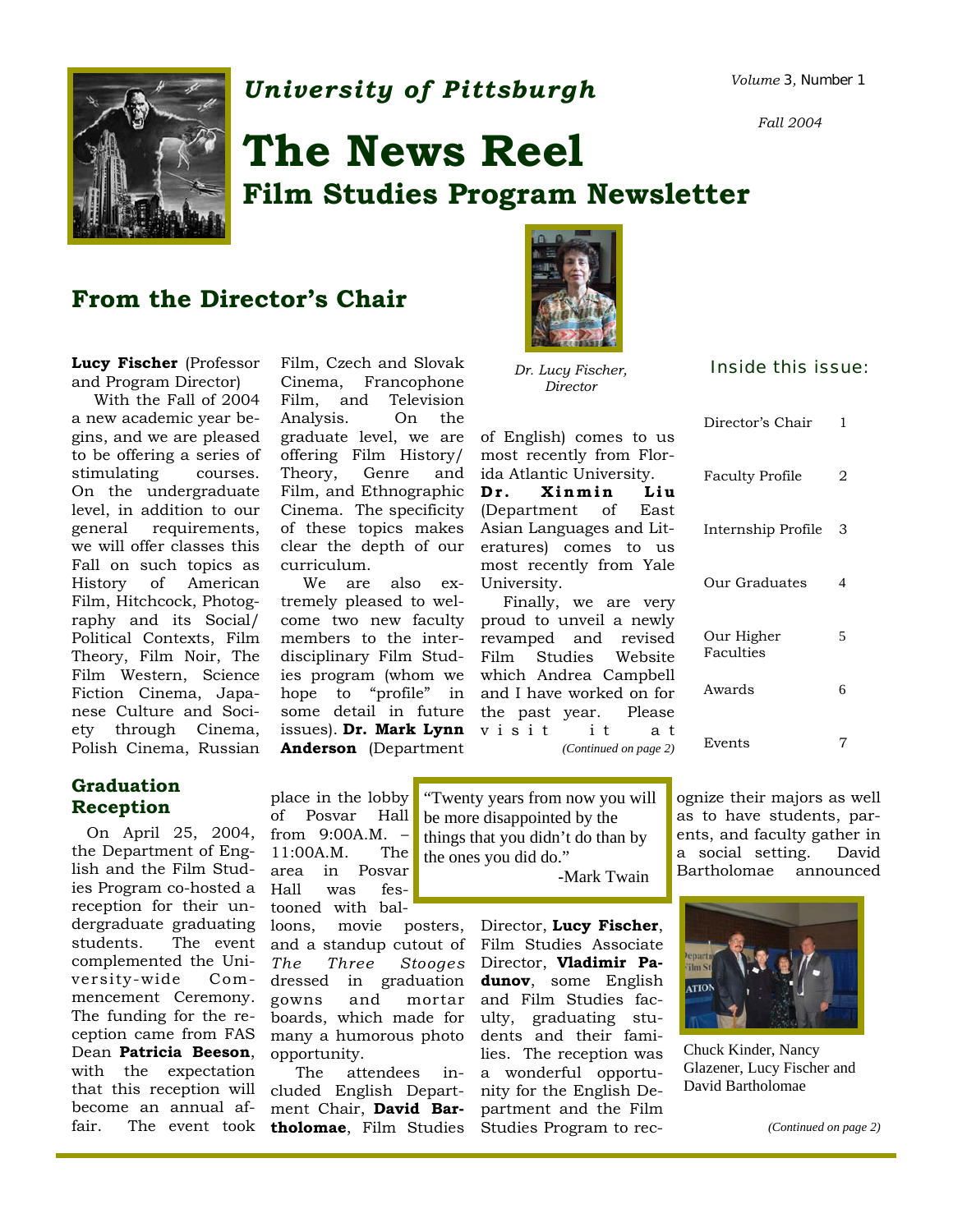*University of Pittsburgh*

*Volume 3, Number 1*

*Fall 2004*

# The News Reel

## Film Studies Program Newsletter

## From the Director's Chair

*Dr. Lucy Fischer, Director*

**Lucy Fischer** (Professor and Program Director)

With the Fall of 2004 a new academic year begins, and we are pleased to be offering a series of stimulating courses. On the undergraduate level, in addition to our general requirements, we will offer classes this Fall on such topics as History of American Film, Hitchcock, Photography and its Social/Political Contexts, Film Theory, Film Noir, The Film Western, Science Fiction Cinema, Japanese Culture and Society through Cinema, Polish Cinema, Russian Film, Czech and Slovak Cinema, Francophone Film, and Television Analysis. On the graduate level, we are offering Film History/Theory, Genre and Film, and Ethnographic Cinema. The specificity of these topics makes clear the depth of our curriculum.

We are also extremely pleased to welcome two new faculty members to the interdisciplinary Film Studies program (whom we hope to "profile" in some detail in future issues). **Dr. Mark Lynn Anderson** (Department of English) comes to us most recently from Florida Atlantic University. **Dr. Xinmin Liu** (Department of East Asian Languages and Literatures) comes to us most recently from Yale University.

Finally, we are very proud to unveil a newly revamped and revised Film Studies Website which Andrea Campbell and I have worked on for the past year. Please visit it at

*(Continued on page 2)*

### Inside this issue:

| | |
|---|---|
| Director's Chair | 1 |
| Faculty Profile | 2 |
| Internship Profile | 3 |
| Our Graduates | 4 |
| Our Higher Faculties | 5 |
| Awards | 6 |
| Events | 7 |

## Graduation Reception

On April 25, 2004, the Department of English and the Film Studies Program co-hosted a reception for their undergraduate graduating students. The event complemented the University-wide Commencement Ceremony. The funding for the reception came from FAS Dean **Patricia Beeson**, with the expectation that this reception will become an annual affair. The event took place in the lobby of Posvar Hall from 9:00A.M. – 11:00A.M. The area in Posvar Hall was festooned with balloons, movie posters, and a standup cutout of *The Three Stooges* dressed in graduation gowns and mortar boards, which made for many a humorous photo opportunity.

> "Twenty years from now you will be more disappointed by the things that you didn't do than by the ones you did do."
>
> -Mark Twain

The attendees included English Department Chair, **David Bartholomae**, Film Studies Director, **Lucy Fischer**, Film Studies Associate Director, **Vladimir Padunov**, some English and Film Studies faculty, graduating students and their families. The reception was a wonderful opportunity for the English Department and the Film Studies Program to recognize their majors as well as to have students, parents, and faculty gather in a social setting. David Bartholomae announced

Chuck Kinder, Nancy Glazener, Lucy Fischer and David Bartholomae

*(Continued on page 2)*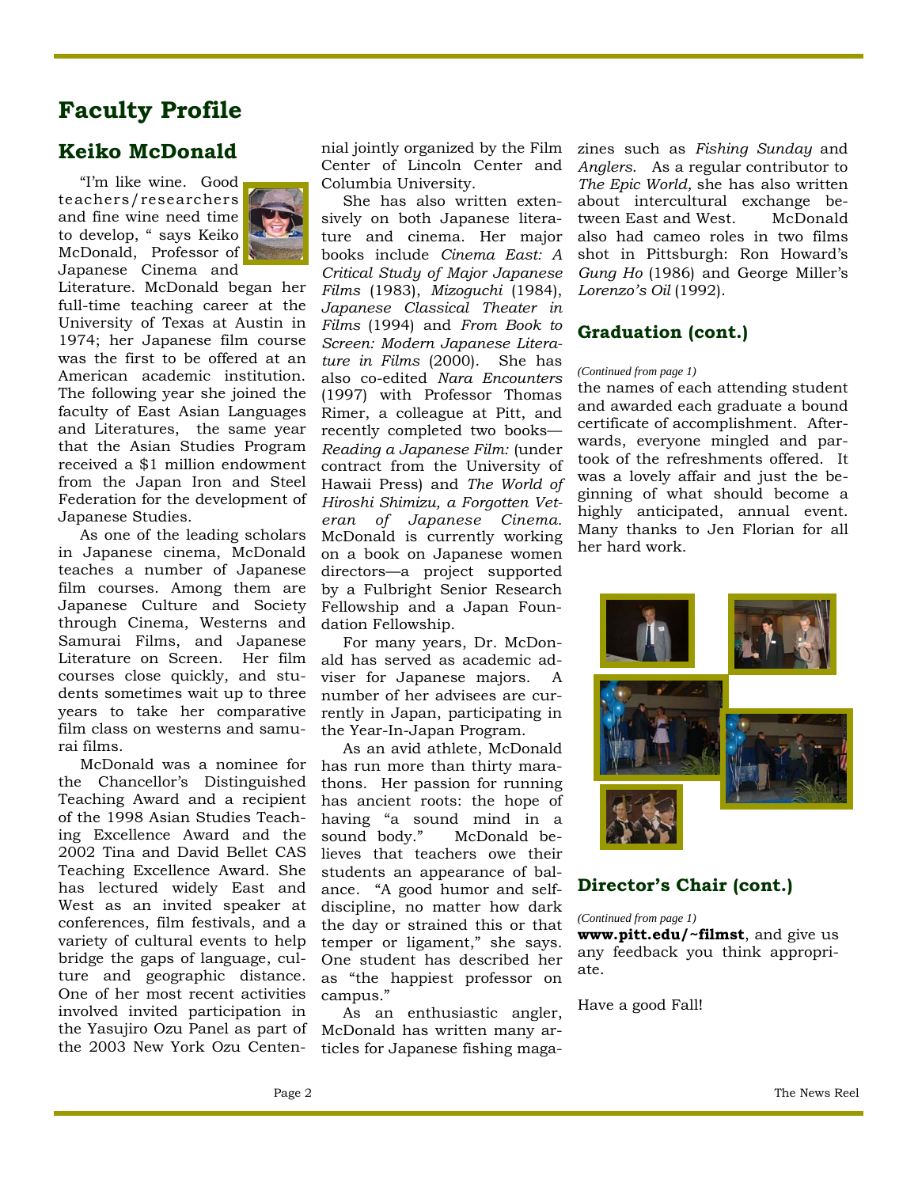# Faculty Profile

## Keiko McDonald

"I'm like wine. Good teachers/researchers and fine wine need time to develop, " says Keiko McDonald, Professor of Japanese Cinema and Literature. McDonald began her full-time teaching career at the University of Texas at Austin in 1974; her Japanese film course was the first to be offered at an American academic institution. The following year she joined the faculty of East Asian Languages and Literatures, the same year that the Asian Studies Program received a $1 million endowment from the Japan Iron and Steel Federation for the development of Japanese Studies.

As one of the leading scholars in Japanese cinema, McDonald teaches a number of Japanese film courses. Among them are Japanese Culture and Society through Cinema, Westerns and Samurai Films, and Japanese Literature on Screen. Her film courses close quickly, and students sometimes wait up to three years to take her comparative film class on westerns and samurai films.

McDonald was a nominee for the Chancellor's Distinguished Teaching Award and a recipient of the 1998 Asian Studies Teaching Excellence Award and the 2002 Tina and David Bellet CAS Teaching Excellence Award. She has lectured widely East and West as an invited speaker at conferences, film festivals, and a variety of cultural events to help bridge the gaps of language, culture and geographic distance. One of her most recent activities involved invited participation in the Yasujiro Ozu Panel as part of the 2003 New York Ozu Centennial jointly organized by the Film Center of Lincoln Center and Columbia University.

She has also written extensively on both Japanese literature and cinema. Her major books include *Cinema East: A Critical Study of Major Japanese Films* (1983), *Mizoguchi* (1984), *Japanese Classical Theater in Films* (1994) and *From Book to Screen: Modern Japanese Literature in Films* (2000). She has also co-edited *Nara Encounters* (1997) with Professor Thomas Rimer, a colleague at Pitt, and recently completed two books—*Reading a Japanese Film:* (under contract from the University of Hawaii Press) and *The World of Hiroshi Shimizu, a Forgotten Veteran of Japanese Cinema.* McDonald is currently working on a book on Japanese women directors—a project supported by a Fulbright Senior Research Fellowship and a Japan Foundation Fellowship.

For many years, Dr. McDonald has served as academic adviser for Japanese majors. A number of her advisees are currently in Japan, participating in the Year-In-Japan Program.

As an avid athlete, McDonald has run more than thirty marathons. Her passion for running has ancient roots: the hope of having "a sound mind in a sound body." McDonald believes that teachers owe their students an appearance of balance. "A good humor and self-discipline, no matter how dark the day or strained this or that temper or ligament," she says. One student has described her as "the happiest professor on campus."

As an enthusiastic angler, McDonald has written many articles for Japanese fishing magazines such as *Fishing Sunday* and *Anglers*. As a regular contributor to *The Epic World,* she has also written about intercultural exchange between East and West. McDonald also had cameo roles in two films shot in Pittsburgh: Ron Howard's *Gung Ho* (1986) and George Miller's *Lorenzo's Oil* (1992).

## Graduation (cont.)

*(Continued from page 1)*

the names of each attending student and awarded each graduate a bound certificate of accomplishment. Afterwards, everyone mingled and partook of the refreshments offered. It was a lovely affair and just the beginning of what should become a highly anticipated, annual event. Many thanks to Jen Florian for all her hard work.

## Director's Chair (cont.)

*(Continued from page 1)*

**www.pitt.edu/~filmst**, and give us any feedback you think appropriate.

Have a good Fall!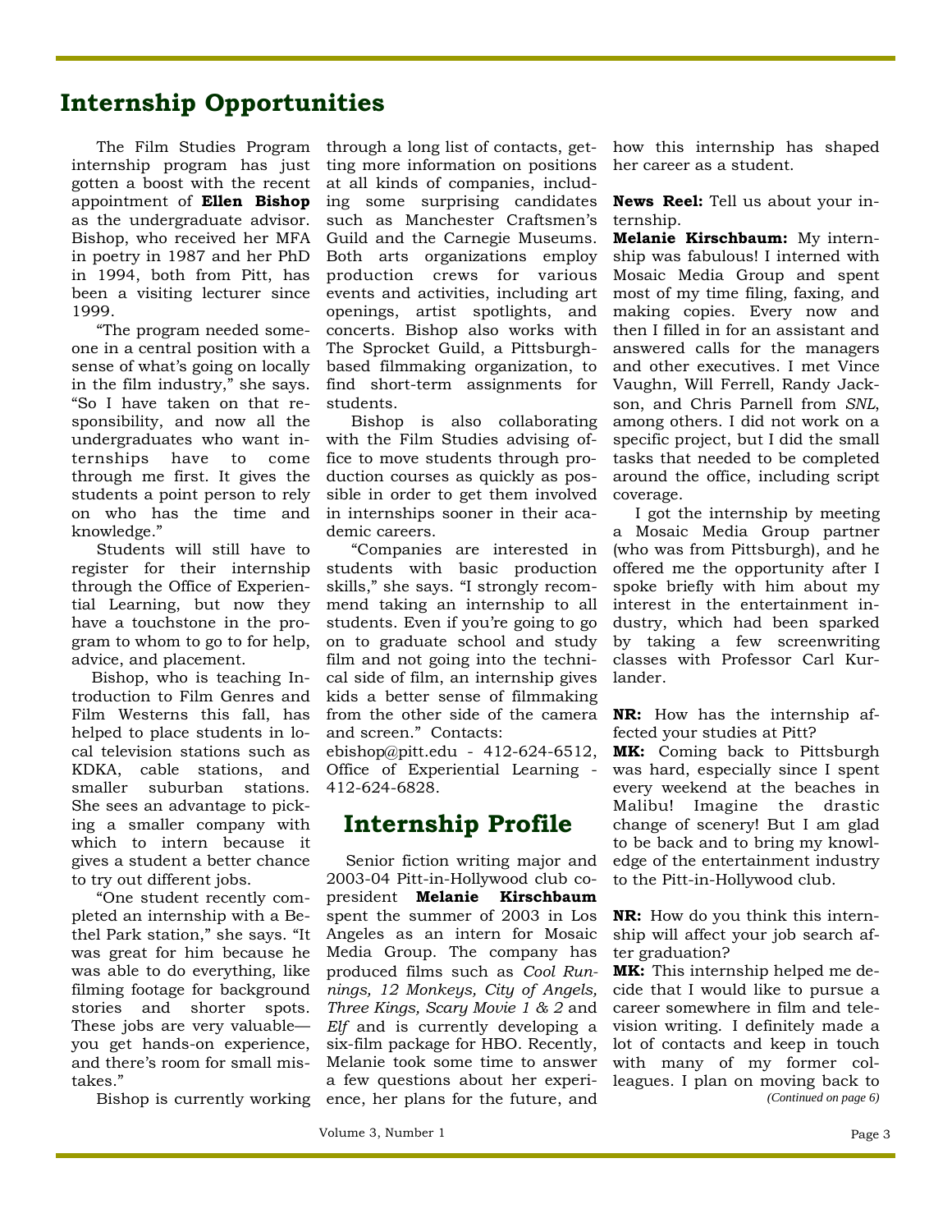## Internship Opportunities

The Film Studies Program internship program has just gotten a boost with the recent appointment of **Ellen Bishop** as the undergraduate advisor. Bishop, who received her MFA in poetry in 1987 and her PhD in 1994, both from Pitt, has been a visiting lecturer since 1999.

"The program needed someone in a central position with a sense of what's going on locally in the film industry," she says. "So I have taken on that responsibility, and now all the undergraduates who want internships have to come through me first. It gives the students a point person to rely on who has the time and knowledge."

Students will still have to register for their internship through the Office of Experiential Learning, but now they have a touchstone in the program to whom to go to for help, advice, and placement.

Bishop, who is teaching Introduction to Film Genres and Film Westerns this fall, has helped to place students in local television stations such as KDKA, cable stations, and smaller suburban stations. She sees an advantage to picking a smaller company with which to intern because it gives a student a better chance to try out different jobs.

"One student recently completed an internship with a Bethel Park station," she says. "It was great for him because he was able to do everything, like filming footage for background stories and shorter spots. These jobs are very valuable—you get hands-on experience, and there's room for small mistakes."

Bishop is currently working through a long list of contacts, getting more information on positions at all kinds of companies, including some surprising candidates such as Manchester Craftsmen's Guild and the Carnegie Museums. Both arts organizations employ production crews for various events and activities, including art openings, artist spotlights, and concerts. Bishop also works with The Sprocket Guild, a Pittsburgh-based filmmaking organization, to find short-term assignments for students.

Bishop is also collaborating with the Film Studies advising office to move students through production courses as quickly as possible in order to get them involved in internships sooner in their academic careers.

"Companies are interested in students with basic production skills," she says. "I strongly recommend taking an internship to all students. Even if you're going to go on to graduate school and study film and not going into the technical side of film, an internship gives kids a better sense of filmmaking from the other side of the camera and screen." Contacts:
ebishop@pitt.edu - 412-624-6512, Office of Experiential Learning - 412-624-6828.

## Internship Profile

Senior fiction writing major and 2003-04 Pitt-in-Hollywood club copresident **Melanie Kirschbaum** spent the summer of 2003 in Los Angeles as an intern for Mosaic Media Group. The company has produced films such as *Cool Runnings, 12 Monkeys, City of Angels, Three Kings, Scary Movie 1 & 2* and *Elf* and is currently developing a six-film package for HBO. Recently, Melanie took some time to answer a few questions about her experience, her plans for the future, and how this internship has shaped her career as a student.

**News Reel:** Tell us about your internship.

**Melanie Kirschbaum:** My internship was fabulous! I interned with Mosaic Media Group and spent most of my time filing, faxing, and making copies. Every now and then I filled in for an assistant and answered calls for the managers and other executives. I met Vince Vaughn, Will Ferrell, Randy Jackson, and Chris Parnell from *SNL*, among others. I did not work on a specific project, but I did the small tasks that needed to be completed around the office, including script coverage.

I got the internship by meeting a Mosaic Media Group partner (who was from Pittsburgh), and he offered me the opportunity after I spoke briefly with him about my interest in the entertainment industry, which had been sparked by taking a few screenwriting classes with Professor Carl Kurlander.

**NR:** How has the internship affected your studies at Pitt?

**MK:** Coming back to Pittsburgh was hard, especially since I spent every weekend at the beaches in Malibu! Imagine the drastic change of scenery! But I am glad to be back and to bring my knowledge of the entertainment industry to the Pitt-in-Hollywood club.

**NR:** How do you think this internship will affect your job search after graduation?

**MK:** This internship helped me decide that I would like to pursue a career somewhere in film and television writing. I definitely made a lot of contacts and keep in touch with many of my former colleagues. I plan on moving back to

*(Continued on page 6)*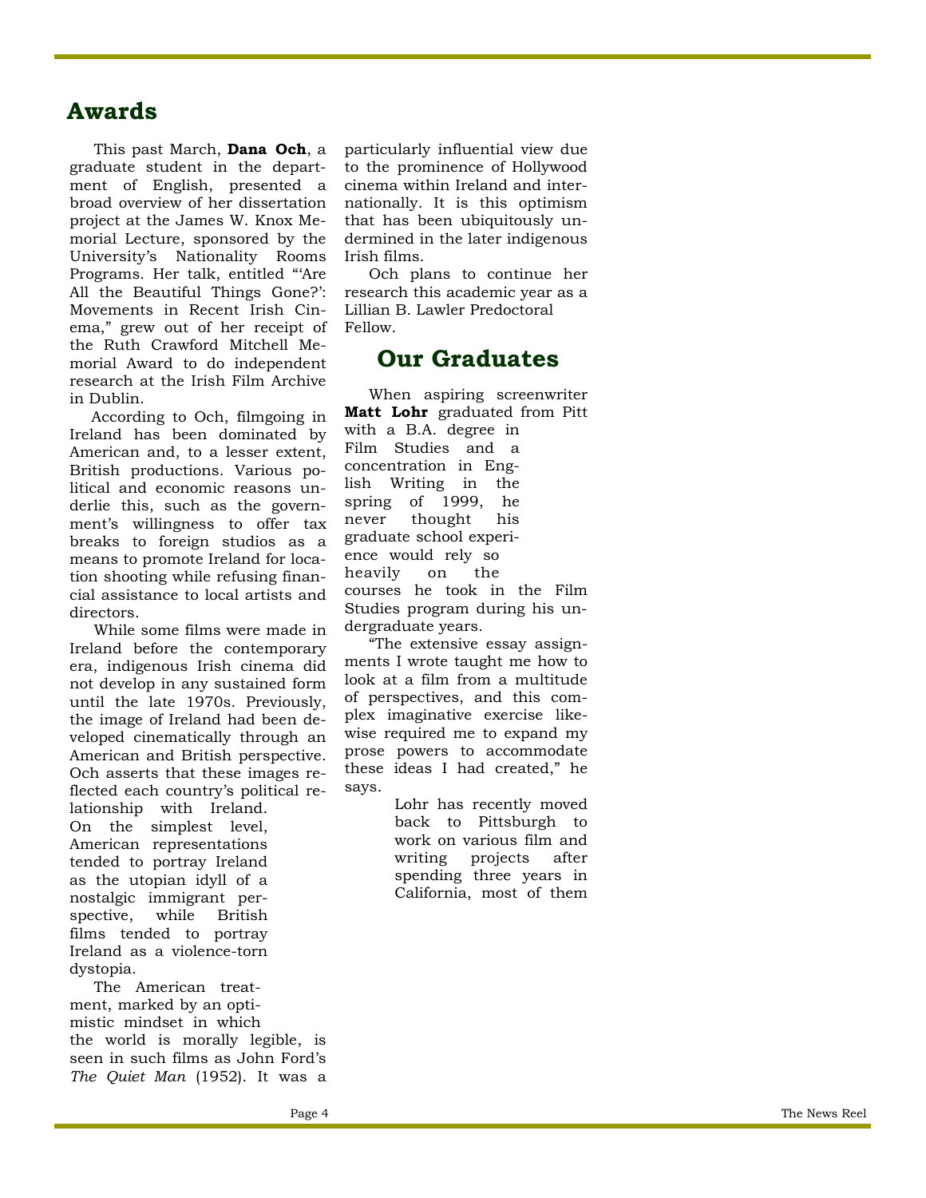## Awards

This past March, **Dana Och**, a graduate student in the department of English, presented a broad overview of her dissertation project at the James W. Knox Memorial Lecture, sponsored by the University's Nationality Rooms Programs. Her talk, entitled "'Are All the Beautiful Things Gone?': Movements in Recent Irish Cinema," grew out of her receipt of the Ruth Crawford Mitchell Memorial Award to do independent research at the Irish Film Archive in Dublin.

According to Och, filmgoing in Ireland has been dominated by American and, to a lesser extent, British productions. Various political and economic reasons underlie this, such as the government's willingness to offer tax breaks to foreign studios as a means to promote Ireland for location shooting while refusing financial assistance to local artists and directors.

While some films were made in Ireland before the contemporary era, indigenous Irish cinema did not develop in any sustained form until the late 1970s. Previously, the image of Ireland had been developed cinematically through an American and British perspective. Och asserts that these images reflected each country's political relationship with Ireland. On the simplest level, American representations tended to portray Ireland as the utopian idyll of a nostalgic immigrant perspective, while British films tended to portray Ireland as a violence-torn dystopia.

The American treatment, marked by an optimistic mindset in which the world is morally legible, is seen in such films as John Ford's *The Quiet Man* (1952). It was a particularly influential view due to the prominence of Hollywood cinema within Ireland and internationally. It is this optimism that has been ubiquitously undermined in the later indigenous Irish films.

Och plans to continue her research this academic year as a Lillian B. Lawler Predoctoral Fellow.

## Our Graduates

When aspiring screenwriter **Matt Lohr** graduated from Pitt with a B.A. degree in Film Studies and a concentration in English Writing in the spring of 1999, he never thought his graduate school experience would rely so heavily on the courses he took in the Film Studies program during his undergraduate years.

"The extensive essay assignments I wrote taught me how to look at a film from a multitude of perspectives, and this complex imaginative exercise likewise required me to expand my prose powers to accommodate these ideas I had created," he says.

Lohr has recently moved back to Pittsburgh to work on various film and writing projects after spending three years in California, most of them